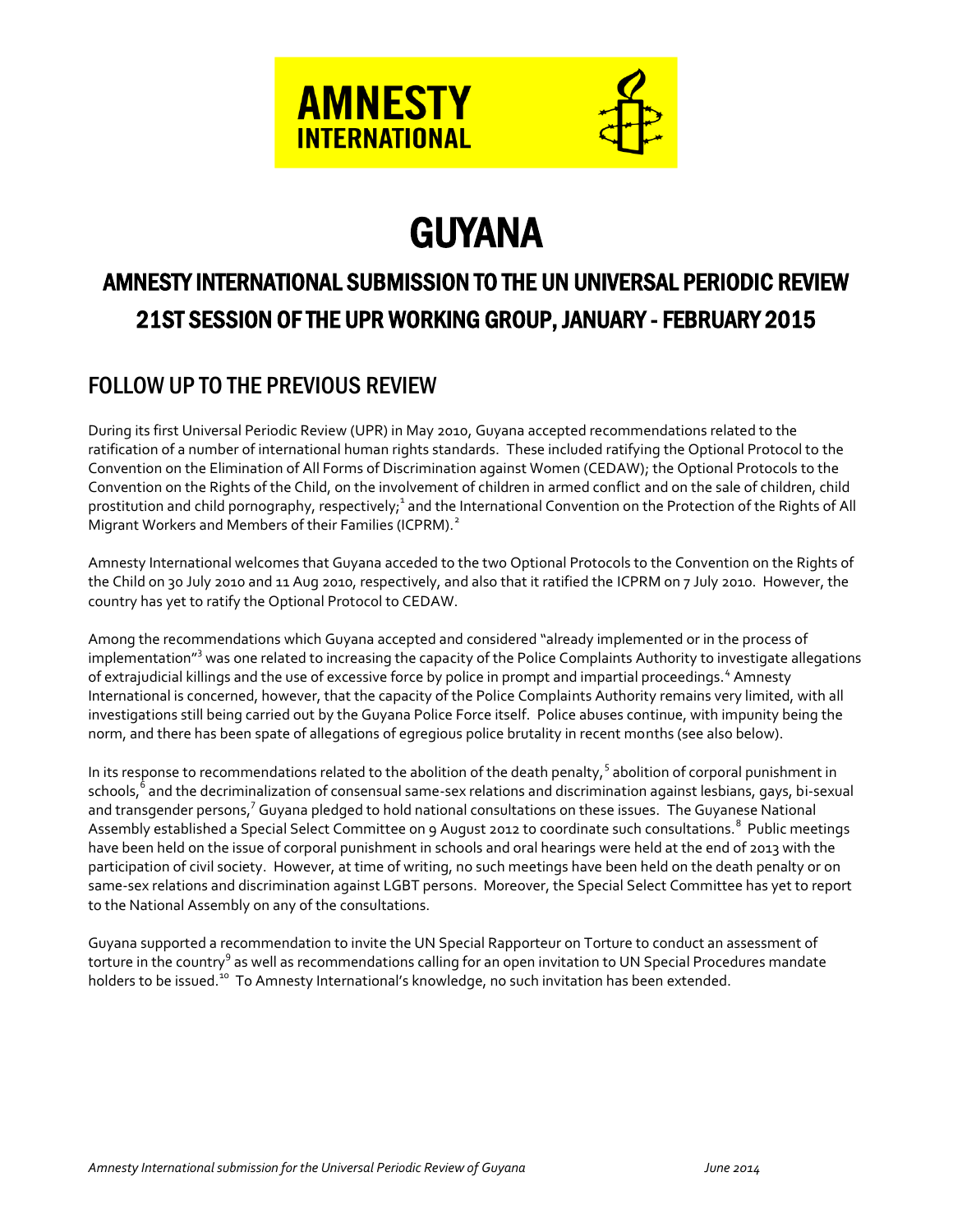# GUYANA

## AMNESTY INTERNATIONAL SUBMISSION TO THE UN UNIVERSAL PERIODIC REVIEW
## 21ST SESSION OF THE UPR WORKING GROUP, JANUARY - FEBRUARY 2015

## FOLLOW UP TO THE PREVIOUS REVIEW

During its first Universal Periodic Review (UPR) in May 2010, Guyana accepted recommendations related to the ratification of a number of international human rights standards. These included ratifying the Optional Protocol to the Convention on the Elimination of All Forms of Discrimination against Women (CEDAW); the Optional Protocols to the Convention on the Rights of the Child, on the involvement of children in armed conflict and on the sale of children, child prostitution and child pornography, respectively;[1] and the International Convention on the Protection of the Rights of All Migrant Workers and Members of their Families (ICPRM).[2]

Amnesty International welcomes that Guyana acceded to the two Optional Protocols to the Convention on the Rights of the Child on 30 July 2010 and 11 Aug 2010, respectively, and also that it ratified the ICPRM on 7 July 2010. However, the country has yet to ratify the Optional Protocol to CEDAW.

Among the recommendations which Guyana accepted and considered "already implemented or in the process of implementation"[3] was one related to increasing the capacity of the Police Complaints Authority to investigate allegations of extrajudicial killings and the use of excessive force by police in prompt and impartial proceedings.[4] Amnesty International is concerned, however, that the capacity of the Police Complaints Authority remains very limited, with all investigations still being carried out by the Guyana Police Force itself. Police abuses continue, with impunity being the norm, and there has been spate of allegations of egregious police brutality in recent months (see also below).

In its response to recommendations related to the abolition of the death penalty,[5] abolition of corporal punishment in schools,[6] and the decriminalization of consensual same-sex relations and discrimination against lesbians, gays, bi-sexual and transgender persons,[7] Guyana pledged to hold national consultations on these issues. The Guyanese National Assembly established a Special Select Committee on 9 August 2012 to coordinate such consultations.[8] Public meetings have been held on the issue of corporal punishment in schools and oral hearings were held at the end of 2013 with the participation of civil society. However, at time of writing, no such meetings have been held on the death penalty or on same-sex relations and discrimination against LGBT persons. Moreover, the Special Select Committee has yet to report to the National Assembly on any of the consultations.

Guyana supported a recommendation to invite the UN Special Rapporteur on Torture to conduct an assessment of torture in the country[9] as well as recommendations calling for an open invitation to UN Special Procedures mandate holders to be issued.[10] To Amnesty International's knowledge, no such invitation has been extended.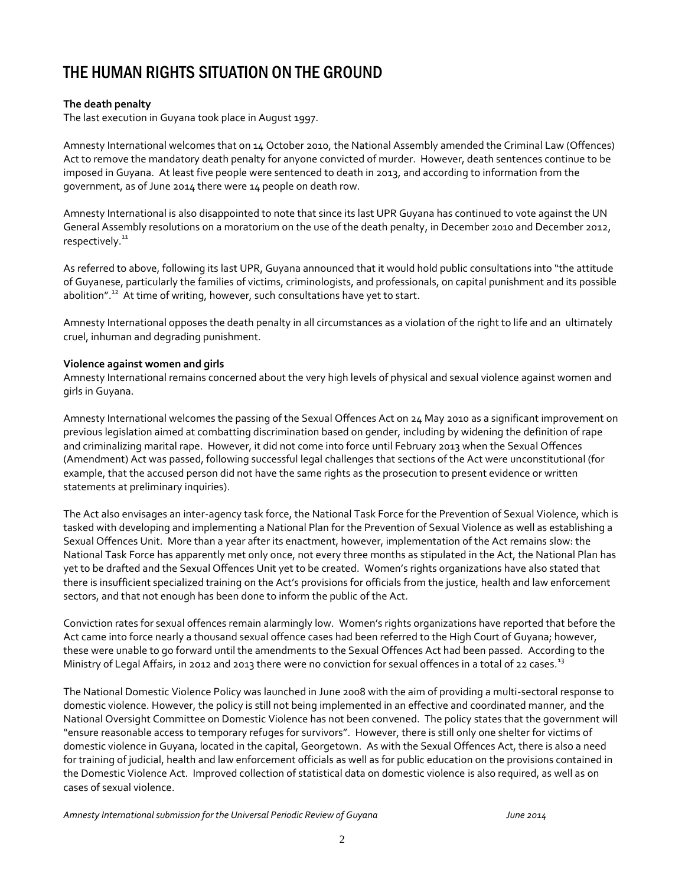# THE HUMAN RIGHTS SITUATION ON THE GROUND

**The death penalty**

The last execution in Guyana took place in August 1997.

Amnesty International welcomes that on 14 October 2010, the National Assembly amended the Criminal Law (Offences) Act to remove the mandatory death penalty for anyone convicted of murder. However, death sentences continue to be imposed in Guyana. At least five people were sentenced to death in 2013, and according to information from the government, as of June 2014 there were 14 people on death row.

Amnesty International is also disappointed to note that since its last UPR Guyana has continued to vote against the UN General Assembly resolutions on a moratorium on the use of the death penalty, in December 2010 and December 2012, respectively.[11]

As referred to above, following its last UPR, Guyana announced that it would hold public consultations into "the attitude of Guyanese, particularly the families of victims, criminologists, and professionals, on capital punishment and its possible abolition".[12] At time of writing, however, such consultations have yet to start.

Amnesty International opposes the death penalty in all circumstances as a violation of the right to life and an ultimately cruel, inhuman and degrading punishment.

**Violence against women and girls**

Amnesty International remains concerned about the very high levels of physical and sexual violence against women and girls in Guyana.

Amnesty International welcomes the passing of the Sexual Offences Act on 24 May 2010 as a significant improvement on previous legislation aimed at combatting discrimination based on gender, including by widening the definition of rape and criminalizing marital rape. However, it did not come into force until February 2013 when the Sexual Offences (Amendment) Act was passed, following successful legal challenges that sections of the Act were unconstitutional (for example, that the accused person did not have the same rights as the prosecution to present evidence or written statements at preliminary inquiries).

The Act also envisages an inter-agency task force, the National Task Force for the Prevention of Sexual Violence, which is tasked with developing and implementing a National Plan for the Prevention of Sexual Violence as well as establishing a Sexual Offences Unit. More than a year after its enactment, however, implementation of the Act remains slow: the National Task Force has apparently met only once, not every three months as stipulated in the Act, the National Plan has yet to be drafted and the Sexual Offences Unit yet to be created. Women's rights organizations have also stated that there is insufficient specialized training on the Act's provisions for officials from the justice, health and law enforcement sectors, and that not enough has been done to inform the public of the Act.

Conviction rates for sexual offences remain alarmingly low. Women's rights organizations have reported that before the Act came into force nearly a thousand sexual offence cases had been referred to the High Court of Guyana; however, these were unable to go forward until the amendments to the Sexual Offences Act had been passed. According to the Ministry of Legal Affairs, in 2012 and 2013 there were no conviction for sexual offences in a total of 22 cases.[13]

The National Domestic Violence Policy was launched in June 2008 with the aim of providing a multi-sectoral response to domestic violence. However, the policy is still not being implemented in an effective and coordinated manner, and the National Oversight Committee on Domestic Violence has not been convened. The policy states that the government will "ensure reasonable access to temporary refuges for survivors". However, there is still only one shelter for victims of domestic violence in Guyana, located in the capital, Georgetown. As with the Sexual Offences Act, there is also a need for training of judicial, health and law enforcement officials as well as for public education on the provisions contained in the Domestic Violence Act. Improved collection of statistical data on domestic violence is also required, as well as on cases of sexual violence.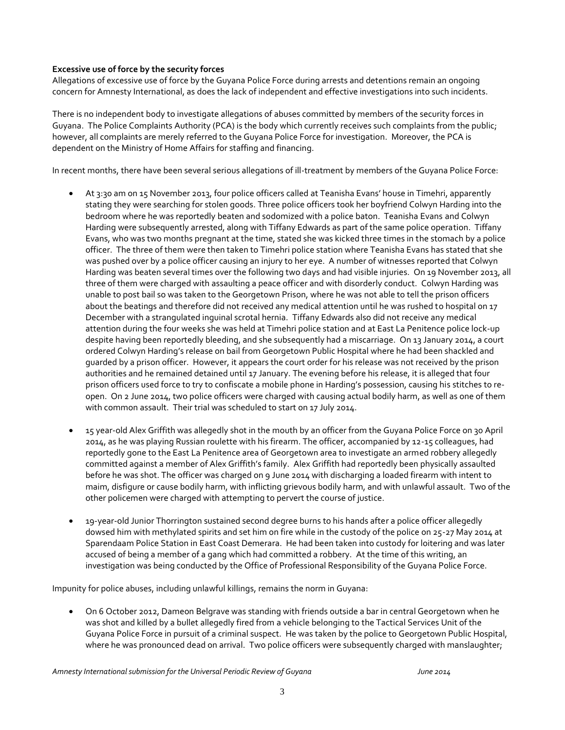**Excessive use of force by the security forces**

Allegations of excessive use of force by the Guyana Police Force during arrests and detentions remain an ongoing concern for Amnesty International, as does the lack of independent and effective investigations into such incidents.

There is no independent body to investigate allegations of abuses committed by members of the security forces in Guyana. The Police Complaints Authority (PCA) is the body which currently receives such complaints from the public; however, all complaints are merely referred to the Guyana Police Force for investigation. Moreover, the PCA is dependent on the Ministry of Home Affairs for staffing and financing.

In recent months, there have been several serious allegations of ill-treatment by members of the Guyana Police Force:

- At 3:30 am on 15 November 2013, four police officers called at Teanisha Evans' house in Timehri, apparently stating they were searching for stolen goods. Three police officers took her boyfriend Colwyn Harding into the bedroom where he was reportedly beaten and sodomized with a police baton. Teanisha Evans and Colwyn Harding were subsequently arrested, along with Tiffany Edwards as part of the same police operation. Tiffany Evans, who was two months pregnant at the time, stated she was kicked three times in the stomach by a police officer. The three of them were then taken to Timehri police station where Teanisha Evans has stated that she was pushed over by a police officer causing an injury to her eye. A number of witnesses reported that Colwyn Harding was beaten several times over the following two days and had visible injuries. On 19 November 2013, all three of them were charged with assaulting a peace officer and with disorderly conduct. Colwyn Harding was unable to post bail so was taken to the Georgetown Prison, where he was not able to tell the prison officers about the beatings and therefore did not received any medical attention until he was rushed to hospital on 17 December with a strangulated inguinal scrotal hernia. Tiffany Edwards also did not receive any medical attention during the four weeks she was held at Timehri police station and at East La Penitence police lock-up despite having been reportedly bleeding, and she subsequently had a miscarriage. On 13 January 2014, a court ordered Colwyn Harding's release on bail from Georgetown Public Hospital where he had been shackled and guarded by a prison officer. However, it appears the court order for his release was not received by the prison authorities and he remained detained until 17 January. The evening before his release, it is alleged that four prison officers used force to try to confiscate a mobile phone in Harding's possession, causing his stitches to re-open. On 2 June 2014, two police officers were charged with causing actual bodily harm, as well as one of them with common assault. Their trial was scheduled to start on 17 July 2014.

- 15 year-old Alex Griffith was allegedly shot in the mouth by an officer from the Guyana Police Force on 30 April 2014, as he was playing Russian roulette with his firearm. The officer, accompanied by 12-15 colleagues, had reportedly gone to the East La Penitence area of Georgetown area to investigate an armed robbery allegedly committed against a member of Alex Griffith's family. Alex Griffith had reportedly been physically assaulted before he was shot. The officer was charged on 9 June 2014 with discharging a loaded firearm with intent to maim, disfigure or cause bodily harm, with inflicting grievous bodily harm, and with unlawful assault. Two of the other policemen were charged with attempting to pervert the course of justice.

- 19-year-old Junior Thorrington sustained second degree burns to his hands after a police officer allegedly dowsed him with methylated spirits and set him on fire while in the custody of the police on 25-27 May 2014 at Sparendaam Police Station in East Coast Demerara. He had been taken into custody for loitering and was later accused of being a member of a gang which had committed a robbery. At the time of this writing, an investigation was being conducted by the Office of Professional Responsibility of the Guyana Police Force.

Impunity for police abuses, including unlawful killings, remains the norm in Guyana:

- On 6 October 2012, Dameon Belgrave was standing with friends outside a bar in central Georgetown when he was shot and killed by a bullet allegedly fired from a vehicle belonging to the Tactical Services Unit of the Guyana Police Force in pursuit of a criminal suspect. He was taken by the police to Georgetown Public Hospital, where he was pronounced dead on arrival. Two police officers were subsequently charged with manslaughter;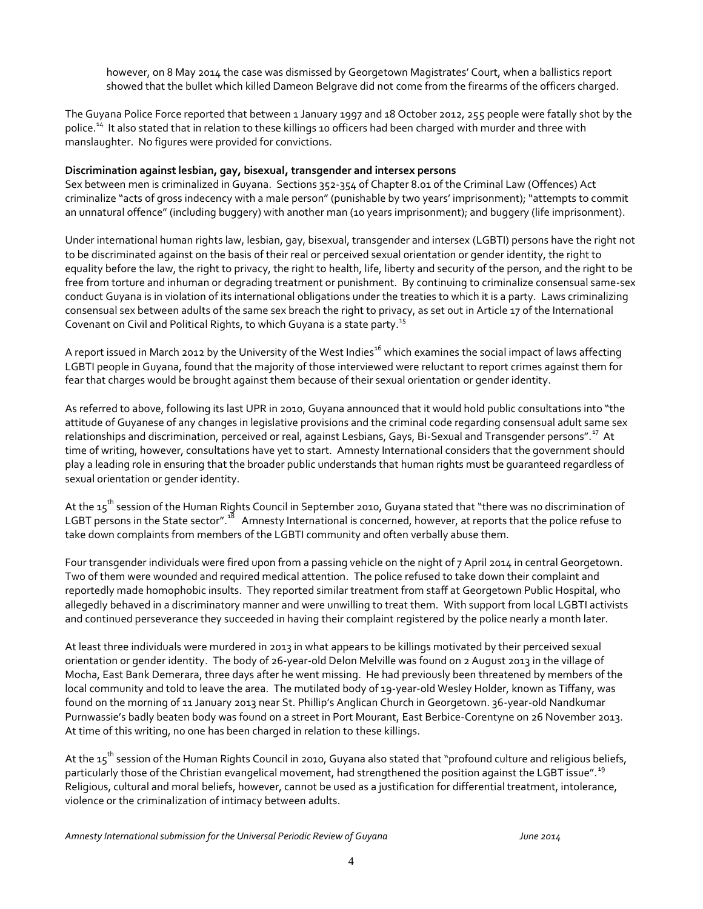however, on 8 May 2014 the case was dismissed by Georgetown Magistrates' Court, when a ballistics report showed that the bullet which killed Dameon Belgrave did not come from the firearms of the officers charged.

The Guyana Police Force reported that between 1 January 1997 and 18 October 2012, 255 people were fatally shot by the police.[14] It also stated that in relation to these killings 10 officers had been charged with murder and three with manslaughter. No figures were provided for convictions.

**Discrimination against lesbian, gay, bisexual, transgender and intersex persons**

Sex between men is criminalized in Guyana. Sections 352-354 of Chapter 8.01 of the Criminal Law (Offences) Act criminalize "acts of gross indecency with a male person" (punishable by two years' imprisonment); "attempts to commit an unnatural offence" (including buggery) with another man (10 years imprisonment); and buggery (life imprisonment).

Under international human rights law, lesbian, gay, bisexual, transgender and intersex (LGBTI) persons have the right not to be discriminated against on the basis of their real or perceived sexual orientation or gender identity, the right to equality before the law, the right to privacy, the right to health, life, liberty and security of the person, and the right to be free from torture and inhuman or degrading treatment or punishment. By continuing to criminalize consensual same-sex conduct Guyana is in violation of its international obligations under the treaties to which it is a party. Laws criminalizing consensual sex between adults of the same sex breach the right to privacy, as set out in Article 17 of the International Covenant on Civil and Political Rights, to which Guyana is a state party.[15]

A report issued in March 2012 by the University of the West Indies[16] which examines the social impact of laws affecting LGBTI people in Guyana, found that the majority of those interviewed were reluctant to report crimes against them for fear that charges would be brought against them because of their sexual orientation or gender identity.

As referred to above, following its last UPR in 2010, Guyana announced that it would hold public consultations into "the attitude of Guyanese of any changes in legislative provisions and the criminal code regarding consensual adult same sex relationships and discrimination, perceived or real, against Lesbians, Gays, Bi-Sexual and Transgender persons".[17] At time of writing, however, consultations have yet to start. Amnesty International considers that the government should play a leading role in ensuring that the broader public understands that human rights must be guaranteed regardless of sexual orientation or gender identity.

At the 15th session of the Human Rights Council in September 2010, Guyana stated that "there was no discrimination of LGBT persons in the State sector".[18] Amnesty International is concerned, however, at reports that the police refuse to take down complaints from members of the LGBTI community and often verbally abuse them.

Four transgender individuals were fired upon from a passing vehicle on the night of 7 April 2014 in central Georgetown. Two of them were wounded and required medical attention. The police refused to take down their complaint and reportedly made homophobic insults. They reported similar treatment from staff at Georgetown Public Hospital, who allegedly behaved in a discriminatory manner and were unwilling to treat them. With support from local LGBTI activists and continued perseverance they succeeded in having their complaint registered by the police nearly a month later.

At least three individuals were murdered in 2013 in what appears to be killings motivated by their perceived sexual orientation or gender identity. The body of 26-year-old Delon Melville was found on 2 August 2013 in the village of Mocha, East Bank Demerara, three days after he went missing. He had previously been threatened by members of the local community and told to leave the area. The mutilated body of 19-year-old Wesley Holder, known as Tiffany, was found on the morning of 11 January 2013 near St. Phillip's Anglican Church in Georgetown. 36-year-old Nandkumar Purnwassie's badly beaten body was found on a street in Port Mourant, East Berbice-Corentyne on 26 November 2013. At time of this writing, no one has been charged in relation to these killings.

At the 15th session of the Human Rights Council in 2010, Guyana also stated that "profound culture and religious beliefs, particularly those of the Christian evangelical movement, had strengthened the position against the LGBT issue".[19] Religious, cultural and moral beliefs, however, cannot be used as a justification for differential treatment, intolerance, violence or the criminalization of intimacy between adults.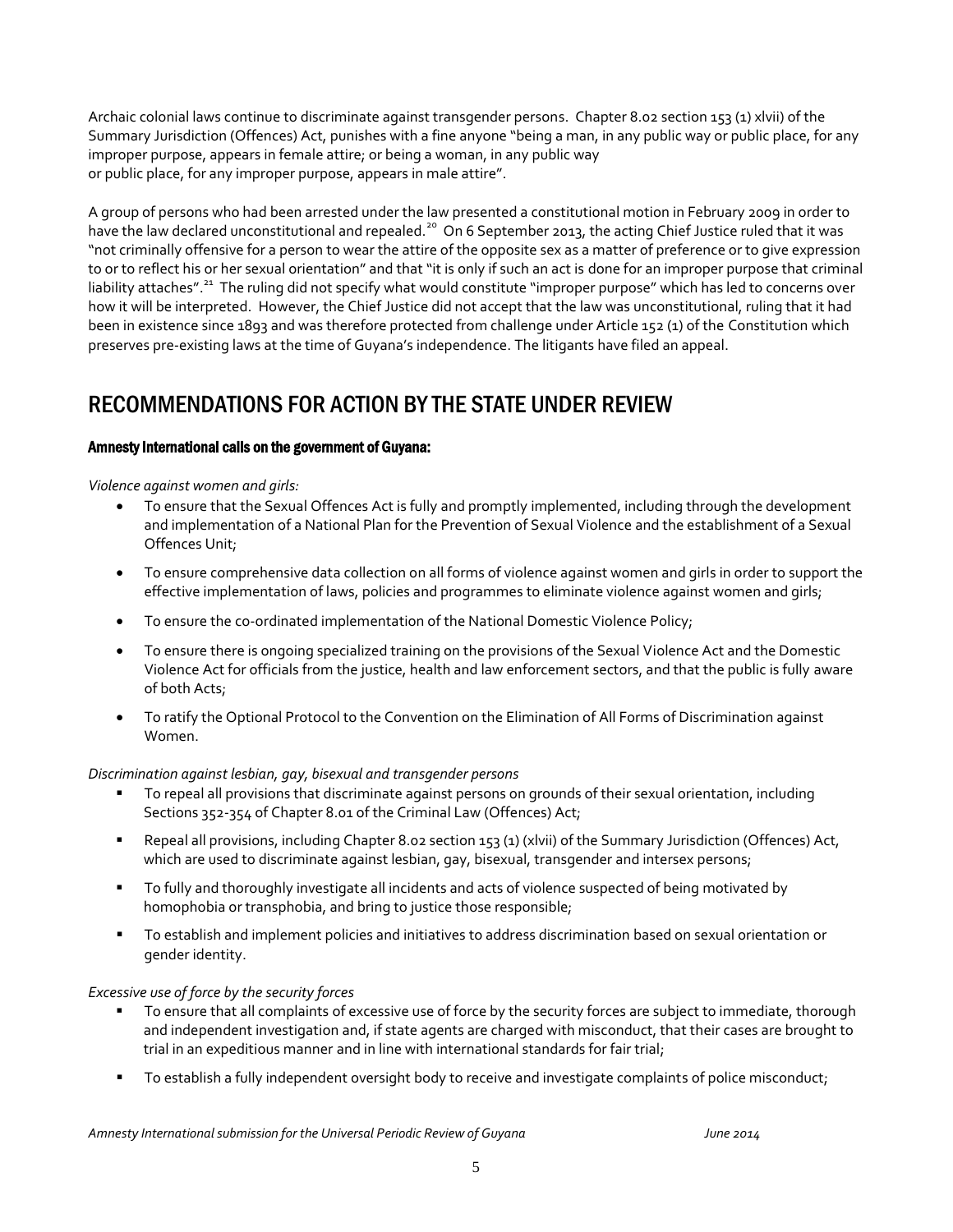Archaic colonial laws continue to discriminate against transgender persons. Chapter 8.02 section 153 (1) xlvii) of the Summary Jurisdiction (Offences) Act, punishes with a fine anyone "being a man, in any public way or public place, for any improper purpose, appears in female attire; or being a woman, in any public way or public place, for any improper purpose, appears in male attire".

A group of persons who had been arrested under the law presented a constitutional motion in February 2009 in order to have the law declared unconstitutional and repealed.[20] On 6 September 2013, the acting Chief Justice ruled that it was "not criminally offensive for a person to wear the attire of the opposite sex as a matter of preference or to give expression to or to reflect his or her sexual orientation" and that "it is only if such an act is done for an improper purpose that criminal liability attaches".[21] The ruling did not specify what would constitute "improper purpose" which has led to concerns over how it will be interpreted. However, the Chief Justice did not accept that the law was unconstitutional, ruling that it had been in existence since 1893 and was therefore protected from challenge under Article 152 (1) of the Constitution which preserves pre-existing laws at the time of Guyana's independence. The litigants have filed an appeal.

## RECOMMENDATIONS FOR ACTION BY THE STATE UNDER REVIEW

**Amnesty International calls on the government of Guyana:**

*Violence against women and girls:*

- To ensure that the Sexual Offences Act is fully and promptly implemented, including through the development and implementation of a National Plan for the Prevention of Sexual Violence and the establishment of a Sexual Offences Unit;
- To ensure comprehensive data collection on all forms of violence against women and girls in order to support the effective implementation of laws, policies and programmes to eliminate violence against women and girls;
- To ensure the co-ordinated implementation of the National Domestic Violence Policy;
- To ensure there is ongoing specialized training on the provisions of the Sexual Violence Act and the Domestic Violence Act for officials from the justice, health and law enforcement sectors, and that the public is fully aware of both Acts;
- To ratify the Optional Protocol to the Convention on the Elimination of All Forms of Discrimination against Women.

*Discrimination against lesbian, gay, bisexual and transgender persons*

- To repeal all provisions that discriminate against persons on grounds of their sexual orientation, including Sections 352-354 of Chapter 8.01 of the Criminal Law (Offences) Act;
- Repeal all provisions, including Chapter 8.02 section 153 (1) (xlvii) of the Summary Jurisdiction (Offences) Act, which are used to discriminate against lesbian, gay, bisexual, transgender and intersex persons;
- To fully and thoroughly investigate all incidents and acts of violence suspected of being motivated by homophobia or transphobia, and bring to justice those responsible;
- To establish and implement policies and initiatives to address discrimination based on sexual orientation or gender identity.

*Excessive use of force by the security forces*

- To ensure that all complaints of excessive use of force by the security forces are subject to immediate, thorough and independent investigation and, if state agents are charged with misconduct, that their cases are brought to trial in an expeditious manner and in line with international standards for fair trial;
- To establish a fully independent oversight body to receive and investigate complaints of police misconduct;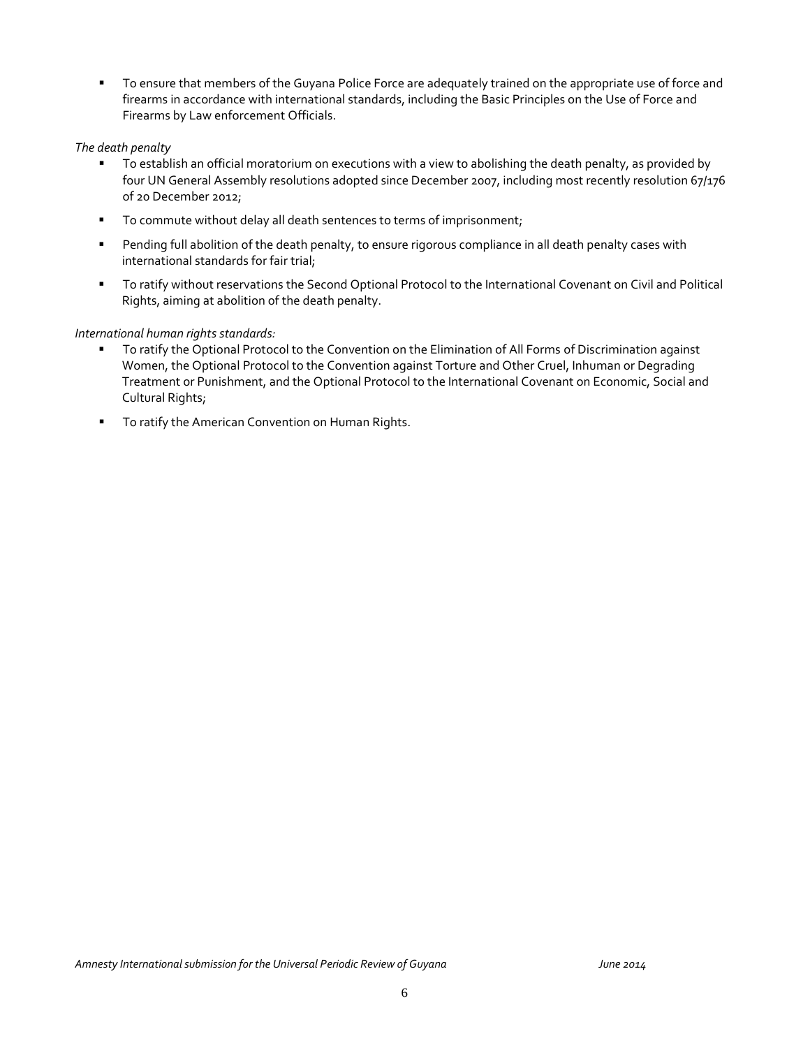- To ensure that members of the Guyana Police Force are adequately trained on the appropriate use of force and firearms in accordance with international standards, including the Basic Principles on the Use of Force and Firearms by Law enforcement Officials.

*The death penalty*

- To establish an official moratorium on executions with a view to abolishing the death penalty, as provided by four UN General Assembly resolutions adopted since December 2007, including most recently resolution 67/176 of 20 December 2012;
- To commute without delay all death sentences to terms of imprisonment;
- Pending full abolition of the death penalty, to ensure rigorous compliance in all death penalty cases with international standards for fair trial;
- To ratify without reservations the Second Optional Protocol to the International Covenant on Civil and Political Rights, aiming at abolition of the death penalty.

*International human rights standards:*

- To ratify the Optional Protocol to the Convention on the Elimination of All Forms of Discrimination against Women, the Optional Protocol to the Convention against Torture and Other Cruel, Inhuman or Degrading Treatment or Punishment, and the Optional Protocol to the International Covenant on Economic, Social and Cultural Rights;
- To ratify the American Convention on Human Rights.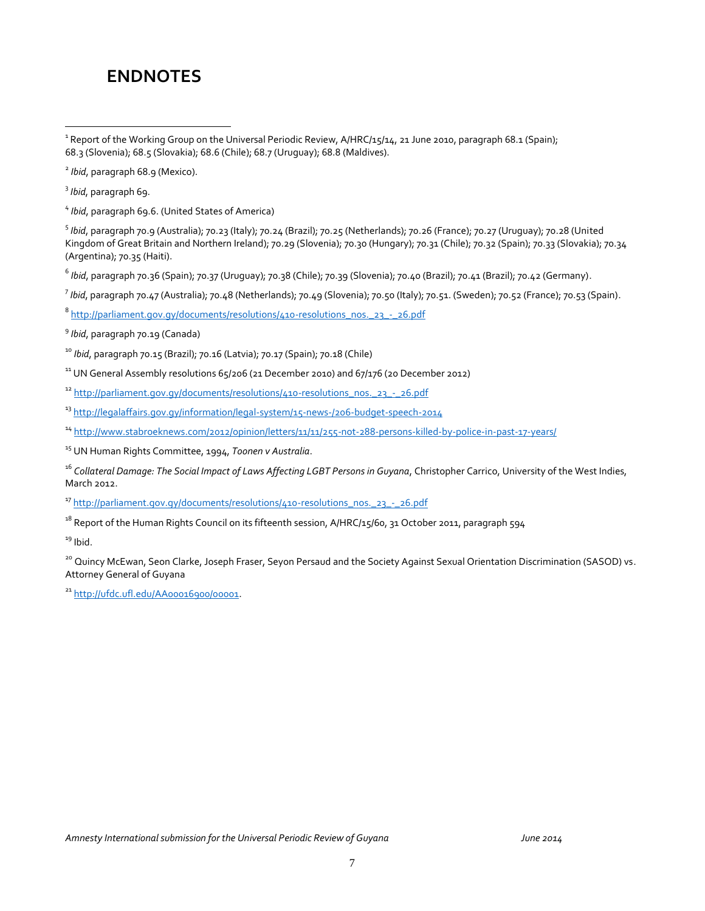# ENDNOTES

[1] Report of the Working Group on the Universal Periodic Review, A/HRC/15/14, 21 June 2010, paragraph 68.1 (Spain); 68.3 (Slovenia); 68.5 (Slovakia); 68.6 (Chile); 68.7 (Uruguay); 68.8 (Maldives).

[2] *Ibid*, paragraph 68.9 (Mexico).

[3] *Ibid*, paragraph 69.

[4] *Ibid*, paragraph 69.6. (United States of America)

[5] *Ibid*, paragraph 70.9 (Australia); 70.23 (Italy); 70.24 (Brazil); 70.25 (Netherlands); 70.26 (France); 70.27 (Uruguay); 70.28 (United Kingdom of Great Britain and Northern Ireland); 70.29 (Slovenia); 70.30 (Hungary); 70.31 (Chile); 70.32 (Spain); 70.33 (Slovakia); 70.34 (Argentina); 70.35 (Haiti).

[6] *Ibid*, paragraph 70.36 (Spain); 70.37 (Uruguay); 70.38 (Chile); 70.39 (Slovenia); 70.40 (Brazil); 70.41 (Brazil); 70.42 (Germany).

[7] *Ibid*, paragraph 70.47 (Australia); 70.48 (Netherlands); 70.49 (Slovenia); 70.50 (Italy); 70.51. (Sweden); 70.52 (France); 70.53 (Spain).

[8] http://parliament.gov.gy/documents/resolutions/410-resolutions_nos._23_-_26.pdf

[9] *Ibid*, paragraph 70.19 (Canada)

[10] *Ibid*, paragraph 70.15 (Brazil); 70.16 (Latvia); 70.17 (Spain); 70.18 (Chile)

[11] UN General Assembly resolutions 65/206 (21 December 2010) and 67/176 (20 December 2012)

[12] http://parliament.gov.gy/documents/resolutions/410-resolutions_nos._23_-_26.pdf

[13] http://legalaffairs.gov.gy/information/legal-system/15-news-/206-budget-speech-2014

[14] http://www.stabroeknews.com/2012/opinion/letters/11/11/255-not-288-persons-killed-by-police-in-past-17-years/

[15] UN Human Rights Committee, 1994, *Toonen v Australia*.

[16] *Collateral Damage: The Social Impact of Laws Affecting LGBT Persons in Guyana*, Christopher Carrico, University of the West Indies, March 2012.

[17] http://parliament.gov.gy/documents/resolutions/410-resolutions_nos._23_-_26.pdf

[18] Report of the Human Rights Council on its fifteenth session, A/HRC/15/60, 31 October 2011, paragraph 594

[19] Ibid.

[20] Quincy McEwan, Seon Clarke, Joseph Fraser, Seyon Persaud and the Society Against Sexual Orientation Discrimination (SASOD) vs. Attorney General of Guyana

[21] http://ufdc.ufl.edu/AA00016900/00001.